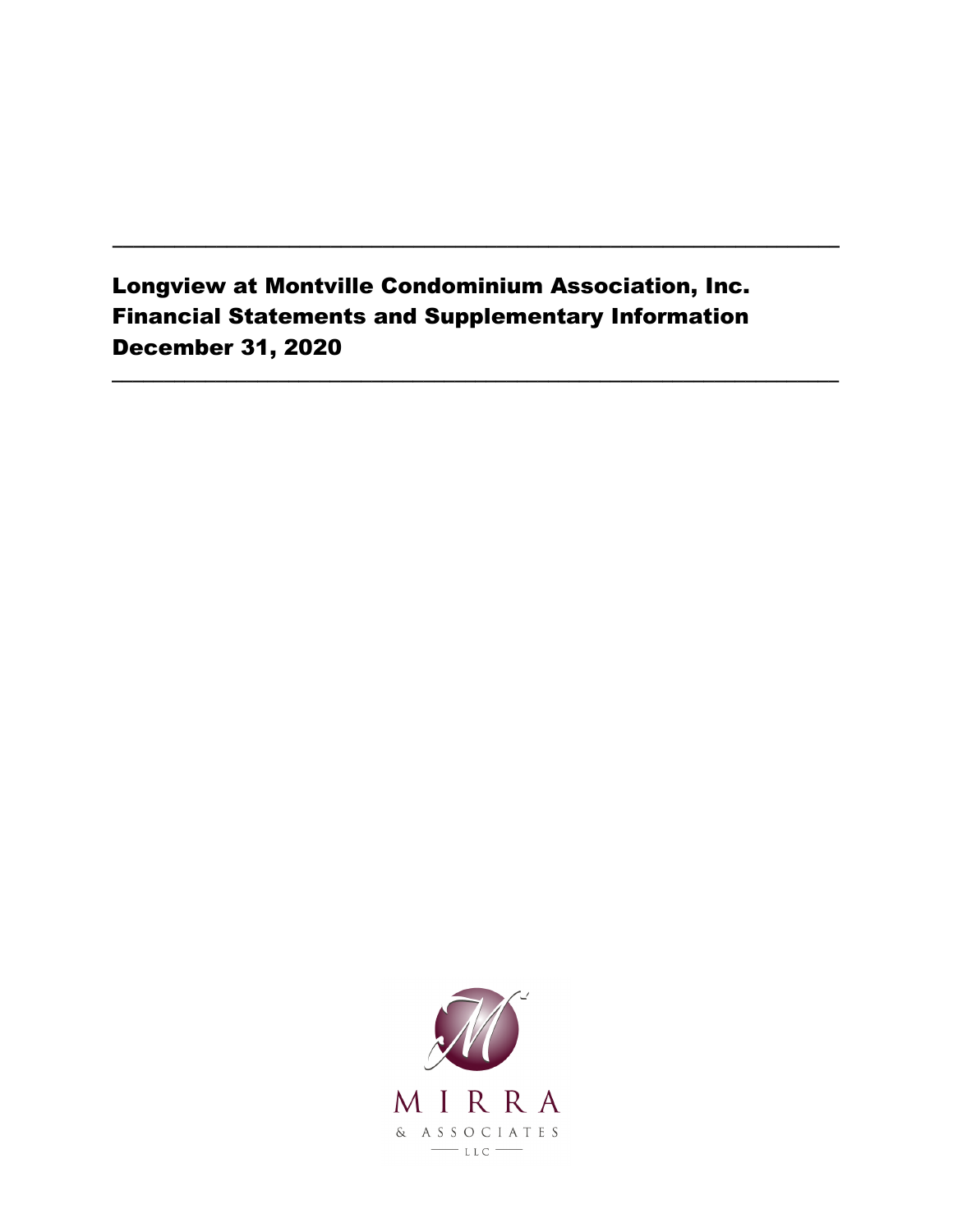# Longview at Montville Condominium Association, Inc.
# Financial Statements and Supplementary Information
# December 31, 2020

MIRRA

& ASSOCIATES

LLC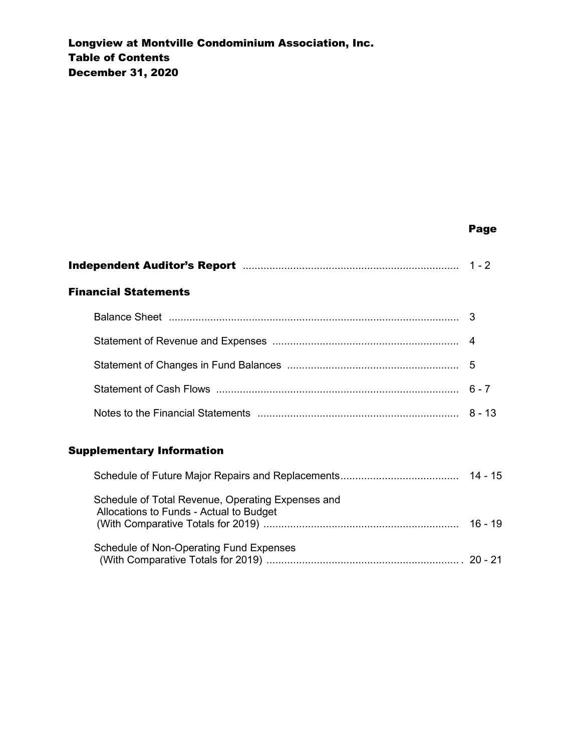# Longview at Montville Condominium Association, Inc.
## Table of Contents
## December 31, 2020

| | Page |
|---|---|
| **Independent Auditor's Report** | 1 - 2 |
| **Financial Statements** | |
| Balance Sheet | 3 |
| Statement of Revenue and Expenses | 4 |
| Statement of Changes in Fund Balances | 5 |
| Statement of Cash Flows | 6 - 7 |
| Notes to the Financial Statements | 8 - 13 |
| **Supplementary Information** | |
| Schedule of Future Major Repairs and Replacements | 14 - 15 |
| Schedule of Total Revenue, Operating Expenses and Allocations to Funds - Actual to Budget (With Comparative Totals for 2019) | 16 - 19 |
| Schedule of Non-Operating Fund Expenses (With Comparative Totals for 2019) | 20 - 21 |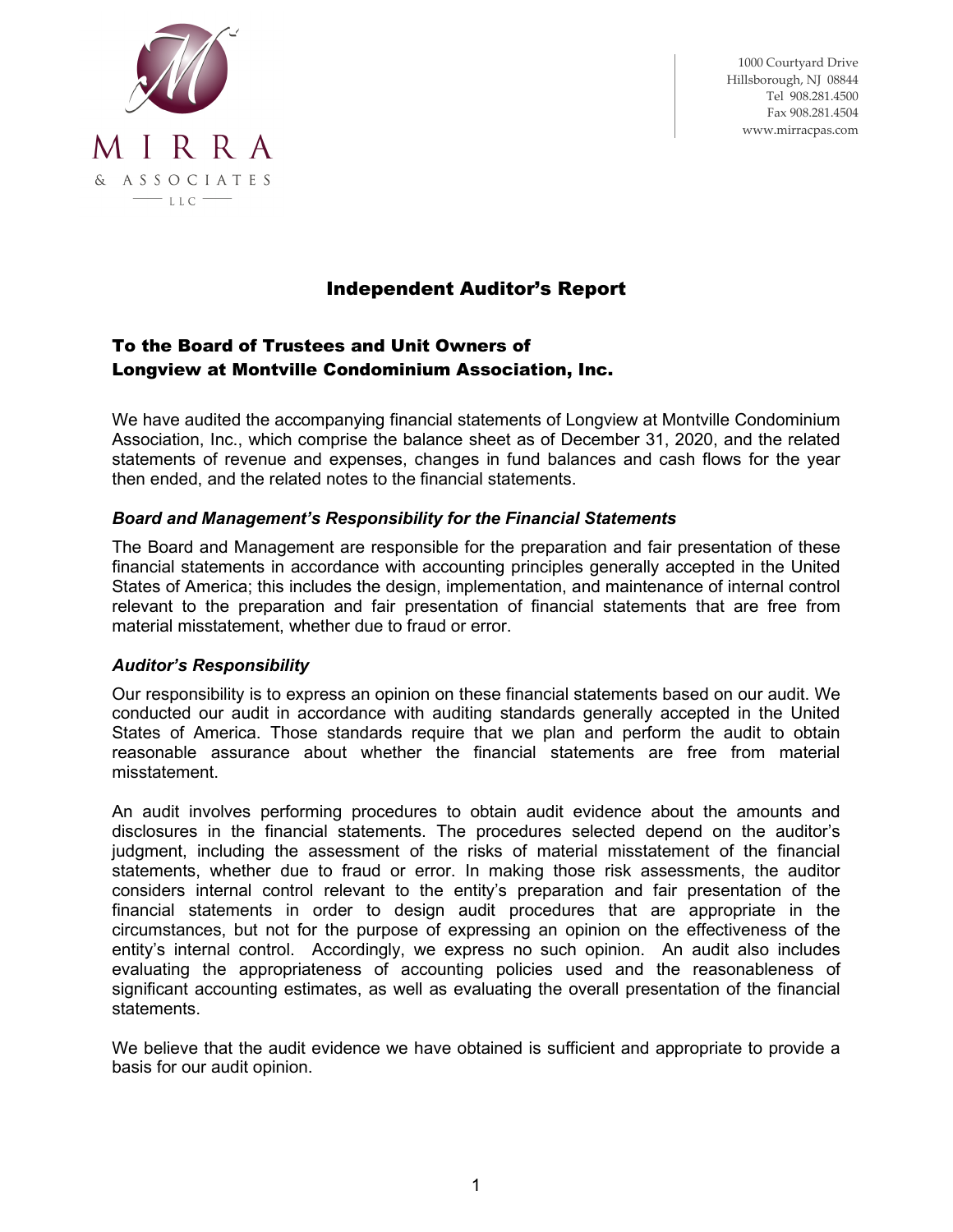MIRRA & ASSOCIATES LLC

1000 Courtyard Drive
Hillsborough, NJ 08844
Tel 908.281.4500
Fax 908.281.4504
www.mirracpas.com

# Independent Auditor's Report

**To the Board of Trustees and Unit Owners of**
**Longview at Montville Condominium Association, Inc.**

We have audited the accompanying financial statements of Longview at Montville Condominium Association, Inc., which comprise the balance sheet as of December 31, 2020, and the related statements of revenue and expenses, changes in fund balances and cash flows for the year then ended, and the related notes to the financial statements.

### *Board and Management's Responsibility for the Financial Statements*

The Board and Management are responsible for the preparation and fair presentation of these financial statements in accordance with accounting principles generally accepted in the United States of America; this includes the design, implementation, and maintenance of internal control relevant to the preparation and fair presentation of financial statements that are free from material misstatement, whether due to fraud or error.

### *Auditor's Responsibility*

Our responsibility is to express an opinion on these financial statements based on our audit. We conducted our audit in accordance with auditing standards generally accepted in the United States of America. Those standards require that we plan and perform the audit to obtain reasonable assurance about whether the financial statements are free from material misstatement.

An audit involves performing procedures to obtain audit evidence about the amounts and disclosures in the financial statements. The procedures selected depend on the auditor's judgment, including the assessment of the risks of material misstatement of the financial statements, whether due to fraud or error. In making those risk assessments, the auditor considers internal control relevant to the entity's preparation and fair presentation of the financial statements in order to design audit procedures that are appropriate in the circumstances, but not for the purpose of expressing an opinion on the effectiveness of the entity's internal control. Accordingly, we express no such opinion. An audit also includes evaluating the appropriateness of accounting policies used and the reasonableness of significant accounting estimates, as well as evaluating the overall presentation of the financial statements.

We believe that the audit evidence we have obtained is sufficient and appropriate to provide a basis for our audit opinion.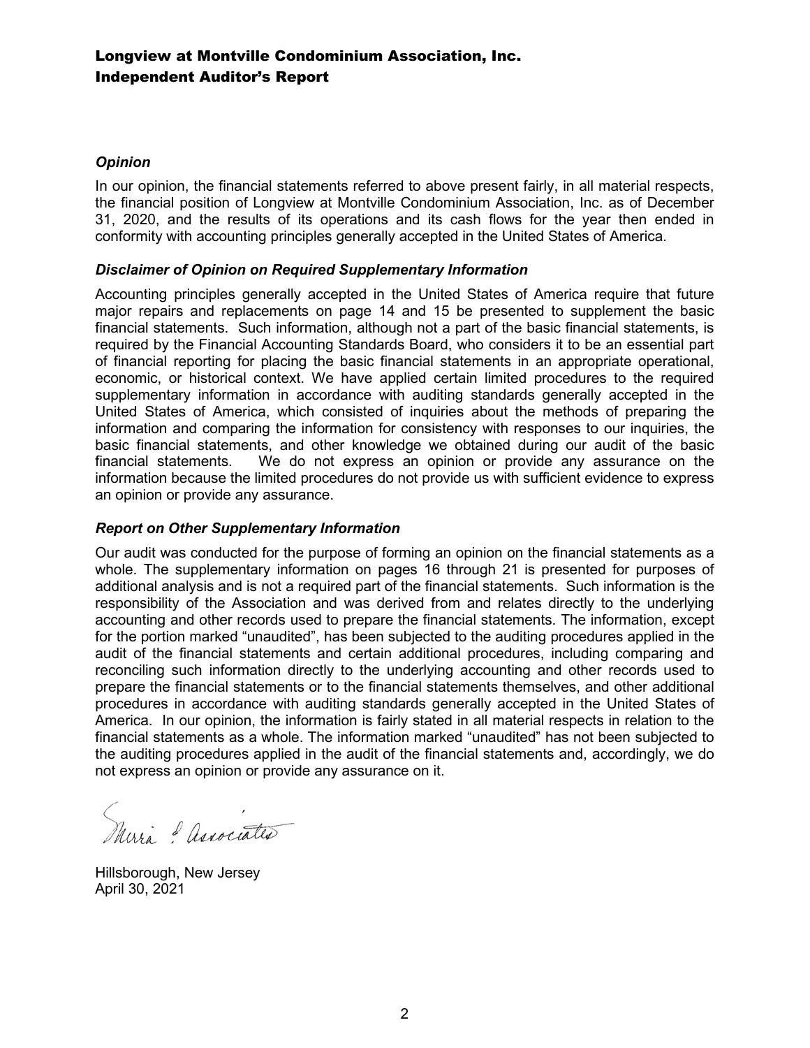# Longview at Montville Condominium Association, Inc.
## Independent Auditor's Report

### *Opinion*

In our opinion, the financial statements referred to above present fairly, in all material respects, the financial position of Longview at Montville Condominium Association, Inc. as of December 31, 2020, and the results of its operations and its cash flows for the year then ended in conformity with accounting principles generally accepted in the United States of America.

### *Disclaimer of Opinion on Required Supplementary Information*

Accounting principles generally accepted in the United States of America require that future major repairs and replacements on page 14 and 15 be presented to supplement the basic financial statements. Such information, although not a part of the basic financial statements, is required by the Financial Accounting Standards Board, who considers it to be an essential part of financial reporting for placing the basic financial statements in an appropriate operational, economic, or historical context. We have applied certain limited procedures to the required supplementary information in accordance with auditing standards generally accepted in the United States of America, which consisted of inquiries about the methods of preparing the information and comparing the information for consistency with responses to our inquiries, the basic financial statements, and other knowledge we obtained during our audit of the basic financial statements. We do not express an opinion or provide any assurance on the information because the limited procedures do not provide us with sufficient evidence to express an opinion or provide any assurance.

### *Report on Other Supplementary Information*

Our audit was conducted for the purpose of forming an opinion on the financial statements as a whole. The supplementary information on pages 16 through 21 is presented for purposes of additional analysis and is not a required part of the financial statements. Such information is the responsibility of the Association and was derived from and relates directly to the underlying accounting and other records used to prepare the financial statements. The information, except for the portion marked "unaudited", has been subjected to the auditing procedures applied in the audit of the financial statements and certain additional procedures, including comparing and reconciling such information directly to the underlying accounting and other records used to prepare the financial statements or to the financial statements themselves, and other additional procedures in accordance with auditing standards generally accepted in the United States of America. In our opinion, the information is fairly stated in all material respects in relation to the financial statements as a whole. The information marked "unaudited" has not been subjected to the auditing procedures applied in the audit of the financial statements and, accordingly, we do not express an opinion or provide any assurance on it.

Mirra & Associates

Hillsborough, New Jersey
April 30, 2021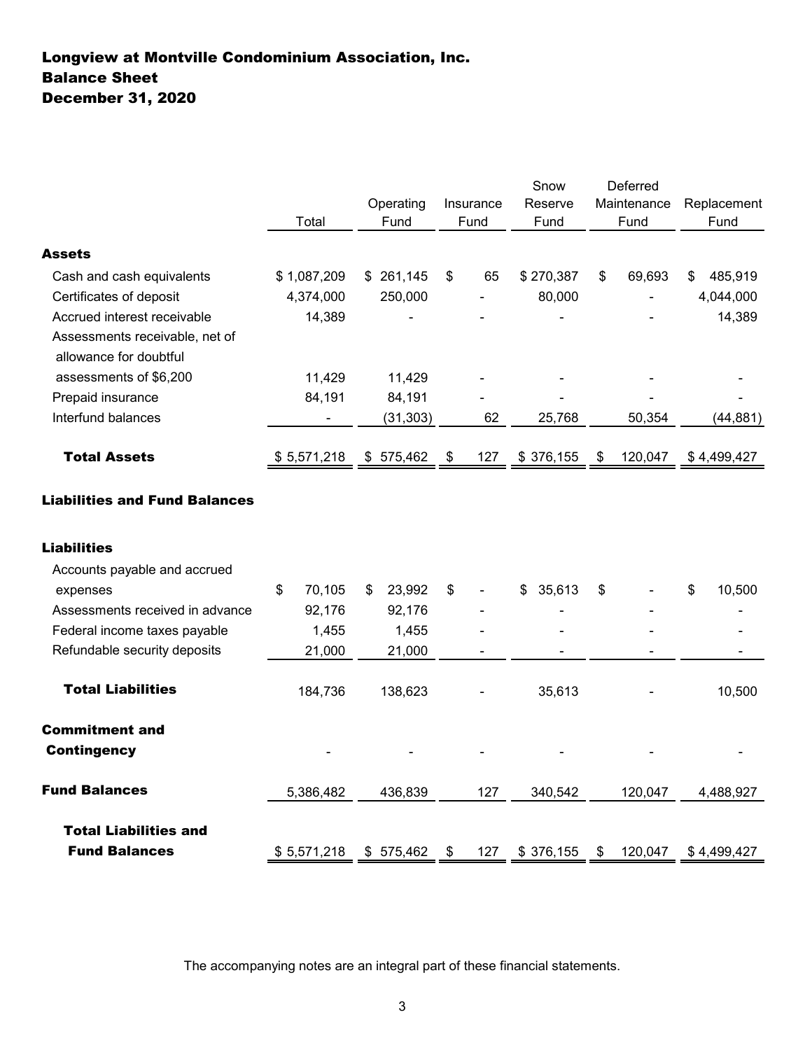# Longview at Montville Condominium Association, Inc.
## Balance Sheet
## December 31, 2020

| | Total | Operating Fund | Insurance Fund | Snow Reserve Fund | Deferred Maintenance Fund | Replacement Fund |
|---|---|---|---|---|---|---|
| **Assets** | | | | | | |
| Cash and cash equivalents | $ 1,087,209 | $ 261,145 | $ 65 | $ 270,387 | $ 69,693 | $ 485,919 |
| Certificates of deposit | 4,374,000 | 250,000 | - | 80,000 | - | 4,044,000 |
| Accrued interest receivable | 14,389 | - | - | - | - | 14,389 |
| Assessments receivable, net of allowance for doubtful assessments of $6,200 | 11,429 | 11,429 | - | - | - | - |
| Prepaid insurance | 84,191 | 84,191 | - | - | - | - |
| Interfund balances | - | (31,303) | 62 | 25,768 | 50,354 | (44,881) |
| **Total Assets** | $ 5,571,218 | $ 575,462 | $ 127 | $ 376,155 | $ 120,047 | $ 4,499,427 |
| **Liabilities and Fund Balances** | | | | | | |
| **Liabilities** | | | | | | |
| Accounts payable and accrued expenses | $ 70,105 | $ 23,992 | $ - | $ 35,613 | $ - | $ 10,500 |
| Assessments received in advance | 92,176 | 92,176 | - | - | - | - |
| Federal income taxes payable | 1,455 | 1,455 | - | - | - | - |
| Refundable security deposits | 21,000 | 21,000 | - | - | - | - |
| **Total Liabilities** | 184,736 | 138,623 | - | 35,613 | - | 10,500 |
| **Commitment and Contingency** | - | - | - | - | - | - |
| **Fund Balances** | 5,386,482 | 436,839 | 127 | 340,542 | 120,047 | 4,488,927 |
| **Total Liabilities and Fund Balances** | $ 5,571,218 | $ 575,462 | $ 127 | $ 376,155 | $ 120,047 | $ 4,499,427 |

The accompanying notes are an integral part of these financial statements.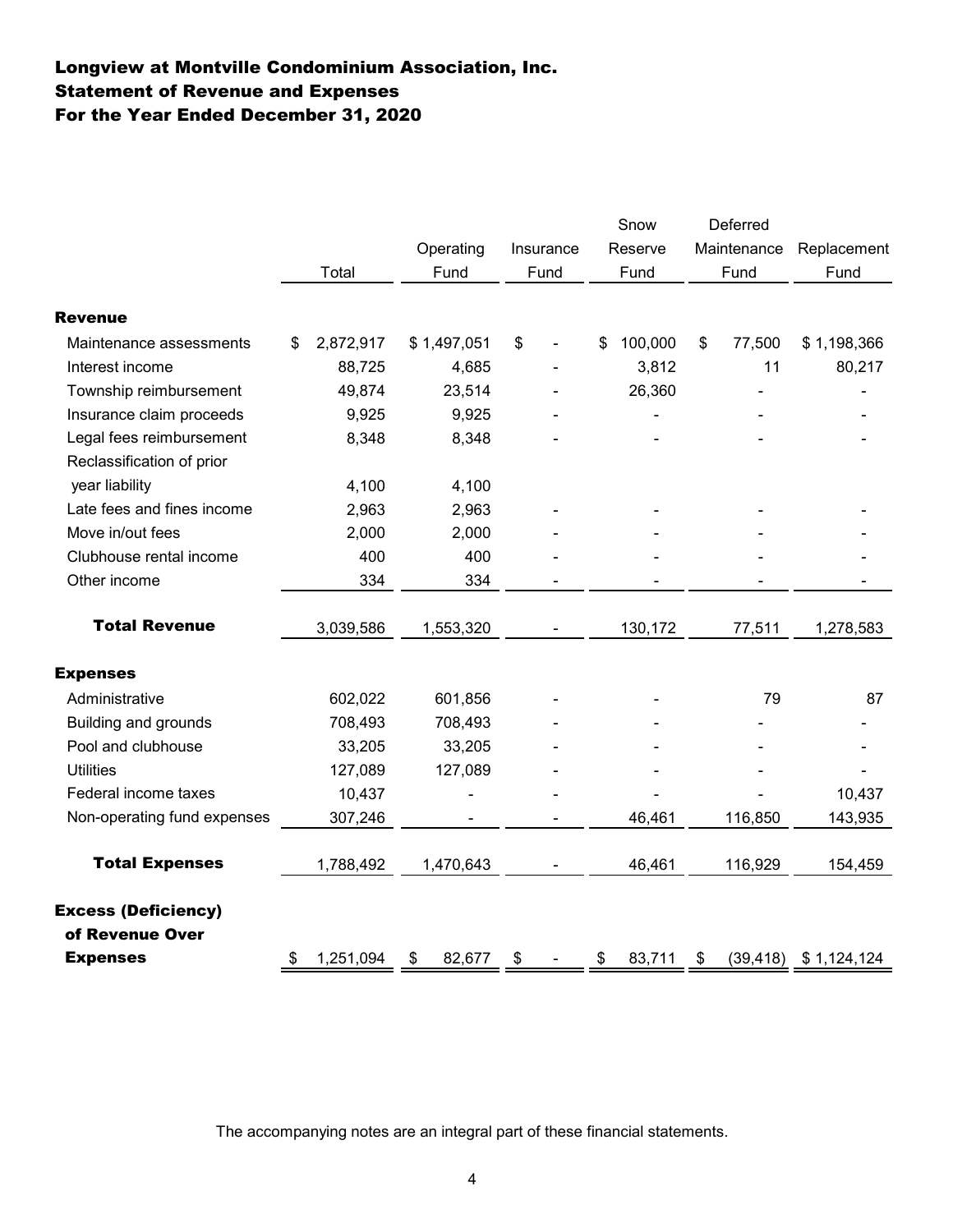# Longview at Montville Condominium Association, Inc.
## Statement of Revenue and Expenses
## For the Year Ended December 31, 2020

| | Total | Operating Fund | Insurance Fund | Snow Reserve Fund | Deferred Maintenance Fund | Replacement Fund |
|---|---|---|---|---|---|---|
| **Revenue** | | | | | | |
| Maintenance assessments | $ 2,872,917 | $ 1,497,051 | $ - | $ 100,000 | $ 77,500 | $ 1,198,366 |
| Interest income | 88,725 | 4,685 | - | 3,812 | 11 | 80,217 |
| Township reimbursement | 49,874 | 23,514 | - | 26,360 | - | - |
| Insurance claim proceeds | 9,925 | 9,925 | - | - | - | - |
| Legal fees reimbursement | 8,348 | 8,348 | - | - | - | - |
| Reclassification of prior year liability | 4,100 | 4,100 | | | | |
| Late fees and fines income | 2,963 | 2,963 | - | - | - | - |
| Move in/out fees | 2,000 | 2,000 | - | - | - | - |
| Clubhouse rental income | 400 | 400 | - | - | - | - |
| Other income | 334 | 334 | - | - | - | - |
| **Total Revenue** | 3,039,586 | 1,553,320 | - | 130,172 | 77,511 | 1,278,583 |
| **Expenses** | | | | | | |
| Administrative | 602,022 | 601,856 | - | - | 79 | 87 |
| Building and grounds | 708,493 | 708,493 | - | - | - | - |
| Pool and clubhouse | 33,205 | 33,205 | - | - | - | - |
| Utilities | 127,089 | 127,089 | - | - | - | - |
| Federal income taxes | 10,437 | - | - | - | - | 10,437 |
| Non-operating fund expenses | 307,246 | - | - | 46,461 | 116,850 | 143,935 |
| **Total Expenses** | 1,788,492 | 1,470,643 | - | 46,461 | 116,929 | 154,459 |
| **Excess (Deficiency) of Revenue Over Expenses** | $ 1,251,094 | $ 82,677 | $ - | $ 83,711 | $ (39,418) | $ 1,124,124 |

The accompanying notes are an integral part of these financial statements.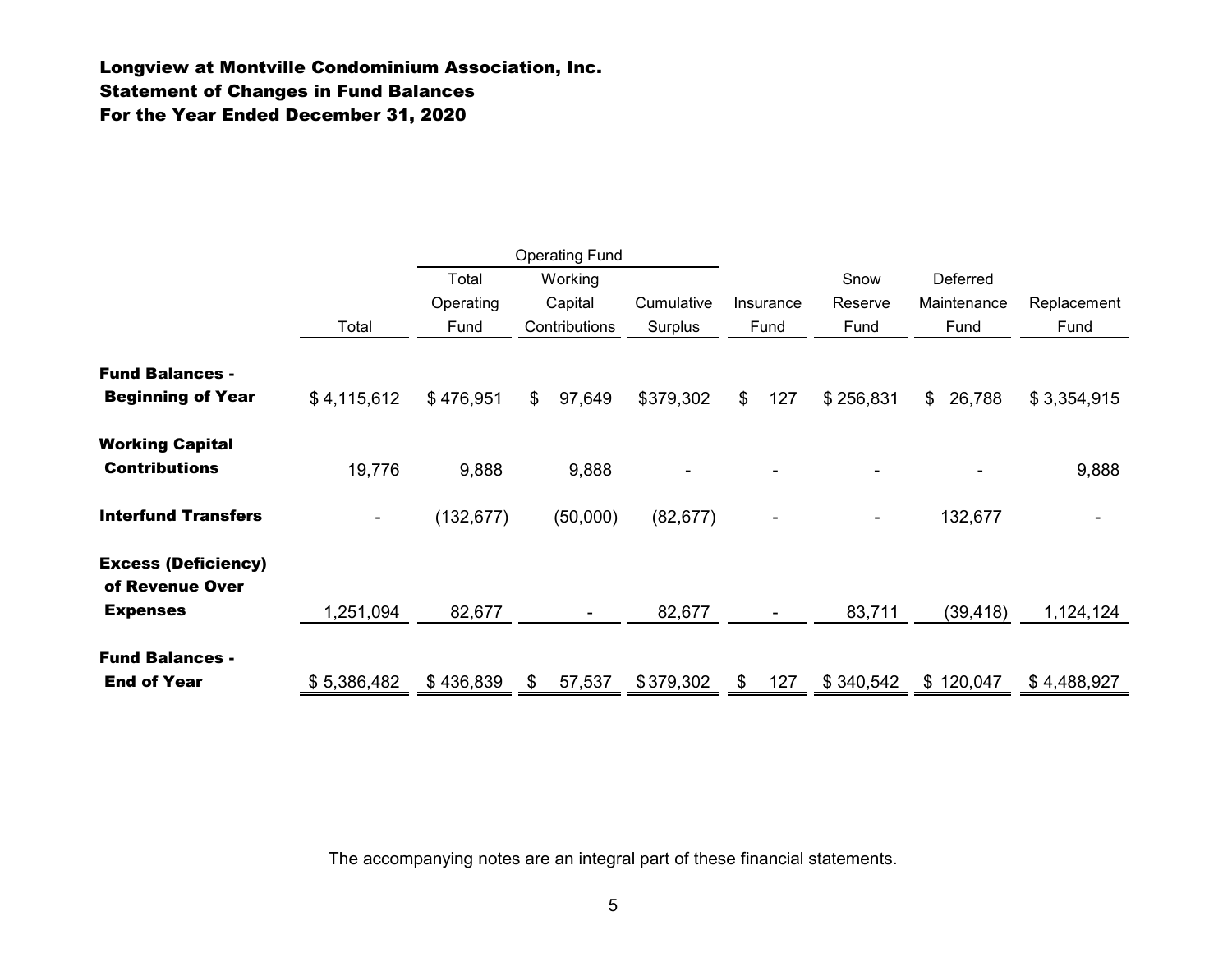## Longview at Montville Condominium Association, Inc.
## Statement of Changes in Fund Balances
## For the Year Ended December 31, 2020

| | | Operating Fund | | | | | | |
|---|---|---|---|---|---|---|---|---|
| | Total | Total Operating Fund | Working Capital Contributions | Cumulative Surplus | Insurance Fund | Snow Reserve Fund | Deferred Maintenance Fund | Replacement Fund |
| **Fund Balances - Beginning of Year** | $ 4,115,612 | $ 476,951 | $ 97,649 | $379,302 | $ 127 | $ 256,831 | $ 26,788 | $ 3,354,915 |
| **Working Capital Contributions** | 19,776 | 9,888 | 9,888 | - | - | - | - | 9,888 |
| **Interfund Transfers** | - | (132,677) | (50,000) | (82,677) | - | - | 132,677 | - |
| **Excess (Deficiency) of Revenue Over Expenses** | 1,251,094 | 82,677 | - | 82,677 | - | 83,711 | (39,418) | 1,124,124 |
| **Fund Balances - End of Year** | $ 5,386,482 | $ 436,839 | $ 57,537 | $379,302 | $ 127 | $ 340,542 | $ 120,047 | $ 4,488,927 |

The accompanying notes are an integral part of these financial statements.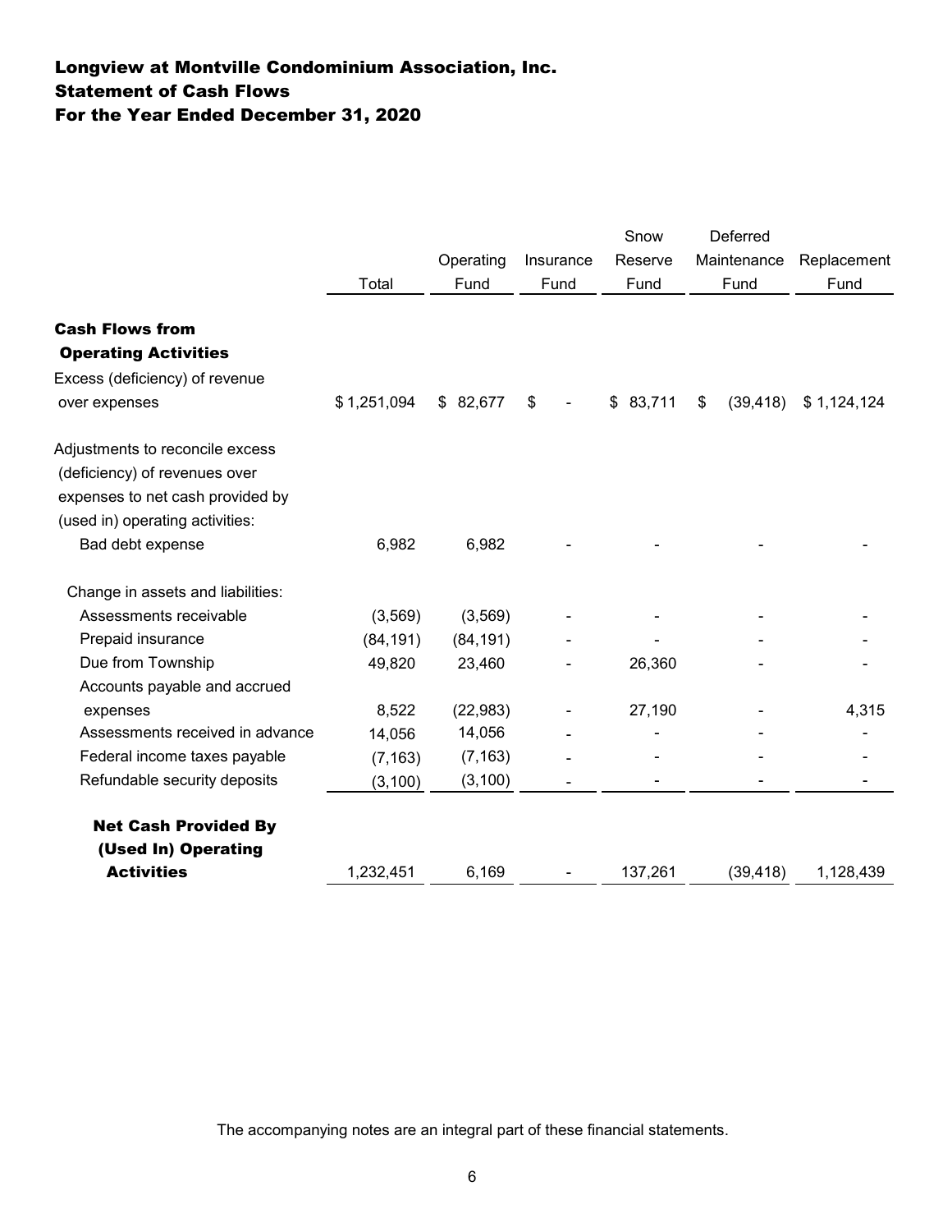# Longview at Montville Condominium Association, Inc.
## Statement of Cash Flows
## For the Year Ended December 31, 2020

| | Total | Operating Fund | Insurance Fund | Snow Reserve Fund | Deferred Maintenance Fund | Replacement Fund |
|---|---|---|---|---|---|---|
| **Cash Flows from Operating Activities** | | | | | | |
| Excess (deficiency) of revenue over expenses | $ 1,251,094 | $ 82,677 | $ - | $ 83,711 | $ (39,418) | $ 1,124,124 |
| Adjustments to reconcile excess (deficiency) of revenues over expenses to net cash provided by (used in) operating activities: | | | | | | |
| Bad debt expense | 6,982 | 6,982 | - | - | - | - |
| Change in assets and liabilities: | | | | | | |
| Assessments receivable | (3,569) | (3,569) | - | - | - | - |
| Prepaid insurance | (84,191) | (84,191) | - | - | - | - |
| Due from Township | 49,820 | 23,460 | - | 26,360 | - | - |
| Accounts payable and accrued expenses | 8,522 | (22,983) | - | 27,190 | - | 4,315 |
| Assessments received in advance | 14,056 | 14,056 | - | - | - | - |
| Federal income taxes payable | (7,163) | (7,163) | - | - | - | - |
| Refundable security deposits | (3,100) | (3,100) | - | - | - | - |
| **Net Cash Provided By (Used In) Operating Activities** | 1,232,451 | 6,169 | - | 137,261 | (39,418) | 1,128,439 |

The accompanying notes are an integral part of these financial statements.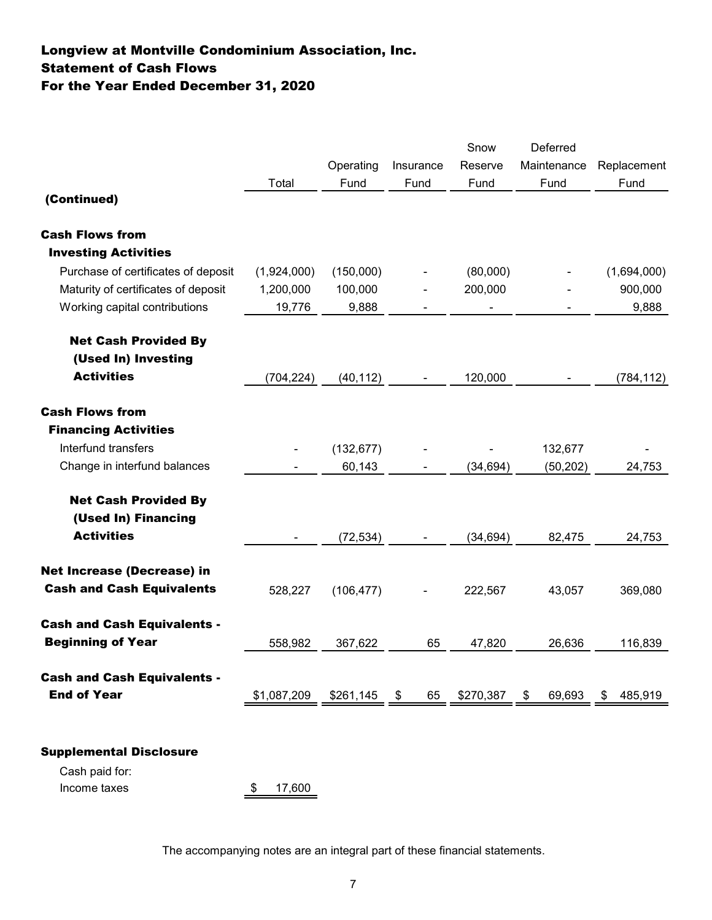# Longview at Montville Condominium Association, Inc.
## Statement of Cash Flows
## For the Year Ended December 31, 2020

| | Total | Operating Fund | Insurance Fund | Snow Reserve Fund | Deferred Maintenance Fund | Replacement Fund |
|---|---|---|---|---|---|---|
| **(Continued)** | | | | | | |
| **Cash Flows from Investing Activities** | | | | | | |
| Purchase of certificates of deposit | (1,924,000) | (150,000) | - | (80,000) | - | (1,694,000) |
| Maturity of certificates of deposit | 1,200,000 | 100,000 | - | 200,000 | - | 900,000 |
| Working capital contributions | 19,776 | 9,888 | - | - | - | 9,888 |
| **Net Cash Provided By (Used In) Investing Activities** | (704,224) | (40,112) | - | 120,000 | - | (784,112) |
| **Cash Flows from Financing Activities** | | | | | | |
| Interfund transfers | - | (132,677) | - | - | 132,677 | - |
| Change in interfund balances | - | 60,143 | - | (34,694) | (50,202) | 24,753 |
| **Net Cash Provided By (Used In) Financing Activities** | - | (72,534) | - | (34,694) | 82,475 | 24,753 |
| **Net Increase (Decrease) in Cash and Cash Equivalents** | 528,227 | (106,477) | - | 222,567 | 43,057 | 369,080 |
| **Cash and Cash Equivalents - Beginning of Year** | 558,982 | 367,622 | 65 | 47,820 | 26,636 | 116,839 |
| **Cash and Cash Equivalents - End of Year** | $1,087,209 | $261,145 | $ 65 | $270,387 | $ 69,693 | $ 485,919 |

### Supplemental Disclosure

| | |
|---|---|
| Cash paid for: | |
| Income taxes | $ 17,600 |

The accompanying notes are an integral part of these financial statements.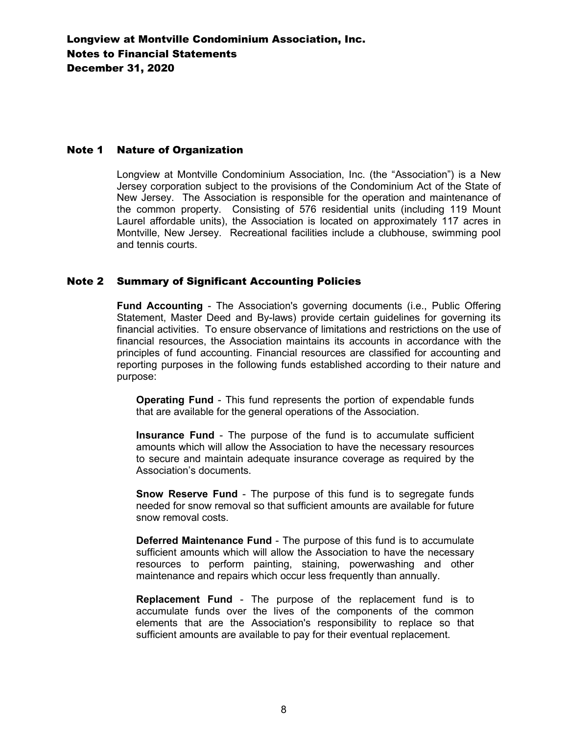# Longview at Montville Condominium Association, Inc.
# Notes to Financial Statements
# December 31, 2020

## Note 1 Nature of Organization

Longview at Montville Condominium Association, Inc. (the "Association") is a New Jersey corporation subject to the provisions of the Condominium Act of the State of New Jersey. The Association is responsible for the operation and maintenance of the common property. Consisting of 576 residential units (including 119 Mount Laurel affordable units), the Association is located on approximately 117 acres in Montville, New Jersey. Recreational facilities include a clubhouse, swimming pool and tennis courts.

## Note 2 Summary of Significant Accounting Policies

**Fund Accounting** - The Association's governing documents (i.e., Public Offering Statement, Master Deed and By-laws) provide certain guidelines for governing its financial activities. To ensure observance of limitations and restrictions on the use of financial resources, the Association maintains its accounts in accordance with the principles of fund accounting. Financial resources are classified for accounting and reporting purposes in the following funds established according to their nature and purpose:

**Operating Fund** - This fund represents the portion of expendable funds that are available for the general operations of the Association.

**Insurance Fund** - The purpose of the fund is to accumulate sufficient amounts which will allow the Association to have the necessary resources to secure and maintain adequate insurance coverage as required by the Association's documents.

**Snow Reserve Fund** - The purpose of this fund is to segregate funds needed for snow removal so that sufficient amounts are available for future snow removal costs.

**Deferred Maintenance Fund** - The purpose of this fund is to accumulate sufficient amounts which will allow the Association to have the necessary resources to perform painting, staining, powerwashing and other maintenance and repairs which occur less frequently than annually.

**Replacement Fund** - The purpose of the replacement fund is to accumulate funds over the lives of the components of the common elements that are the Association's responsibility to replace so that sufficient amounts are available to pay for their eventual replacement.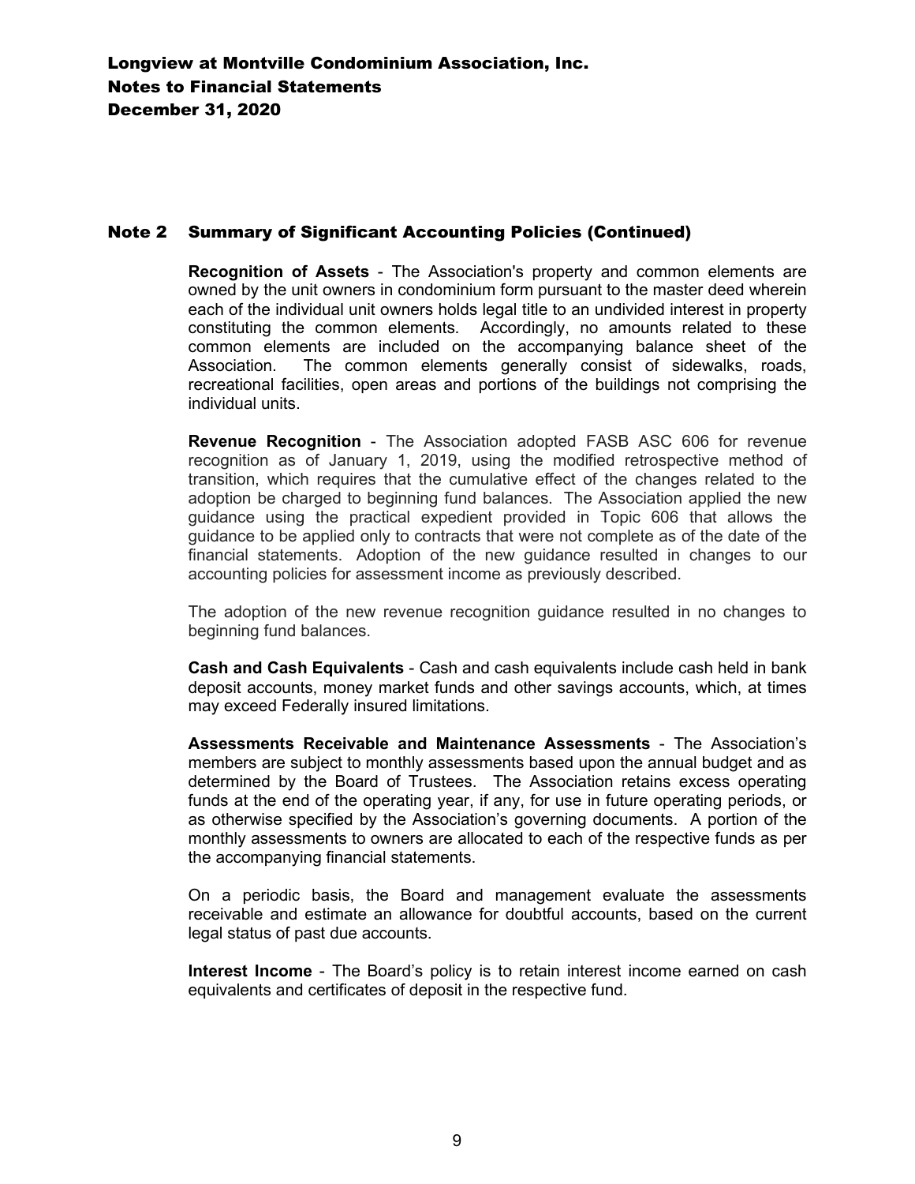## Note 2 Summary of Significant Accounting Policies (Continued)

**Recognition of Assets** - The Association's property and common elements are owned by the unit owners in condominium form pursuant to the master deed wherein each of the individual unit owners holds legal title to an undivided interest in property constituting the common elements. Accordingly, no amounts related to these common elements are included on the accompanying balance sheet of the Association. The common elements generally consist of sidewalks, roads, recreational facilities, open areas and portions of the buildings not comprising the individual units.

**Revenue Recognition** - The Association adopted FASB ASC 606 for revenue recognition as of January 1, 2019, using the modified retrospective method of transition, which requires that the cumulative effect of the changes related to the adoption be charged to beginning fund balances. The Association applied the new guidance using the practical expedient provided in Topic 606 that allows the guidance to be applied only to contracts that were not complete as of the date of the financial statements. Adoption of the new guidance resulted in changes to our accounting policies for assessment income as previously described.

The adoption of the new revenue recognition guidance resulted in no changes to beginning fund balances.

**Cash and Cash Equivalents** - Cash and cash equivalents include cash held in bank deposit accounts, money market funds and other savings accounts, which, at times may exceed Federally insured limitations.

**Assessments Receivable and Maintenance Assessments** - The Association's members are subject to monthly assessments based upon the annual budget and as determined by the Board of Trustees. The Association retains excess operating funds at the end of the operating year, if any, for use in future operating periods, or as otherwise specified by the Association's governing documents. A portion of the monthly assessments to owners are allocated to each of the respective funds as per the accompanying financial statements.

On a periodic basis, the Board and management evaluate the assessments receivable and estimate an allowance for doubtful accounts, based on the current legal status of past due accounts.

**Interest Income** - The Board's policy is to retain interest income earned on cash equivalents and certificates of deposit in the respective fund.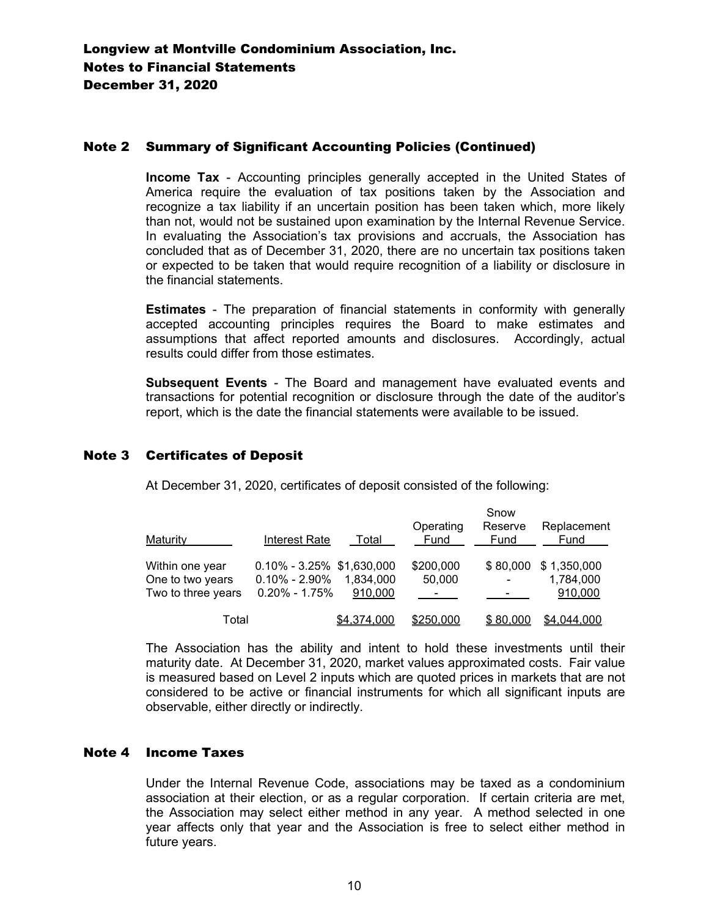## Note 2 Summary of Significant Accounting Policies (Continued)

**Income Tax** - Accounting principles generally accepted in the United States of America require the evaluation of tax positions taken by the Association and recognize a tax liability if an uncertain position has been taken which, more likely than not, would not be sustained upon examination by the Internal Revenue Service. In evaluating the Association's tax provisions and accruals, the Association has concluded that as of December 31, 2020, there are no uncertain tax positions taken or expected to be taken that would require recognition of a liability or disclosure in the financial statements.

**Estimates** - The preparation of financial statements in conformity with generally accepted accounting principles requires the Board to make estimates and assumptions that affect reported amounts and disclosures. Accordingly, actual results could differ from those estimates.

**Subsequent Events** - The Board and management have evaluated events and transactions for potential recognition or disclosure through the date of the auditor's report, which is the date the financial statements were available to be issued.

## Note 3 Certificates of Deposit

At December 31, 2020, certificates of deposit consisted of the following:

| Maturity | Interest Rate | Total | Operating Fund | Snow Reserve Fund | Replacement Fund |
|---|---|---|---|---|---|
| Within one year | 0.10% - 3.25% | $1,630,000 | $200,000 | $ 80,000 | $ 1,350,000 |
| One to two years | 0.10% - 2.90% | 1,834,000 | 50,000 | - | 1,784,000 |
| Two to three years | 0.20% - 1.75% | 910,000 | - | - | 910,000 |
| Total | | $4,374,000 | $250,000 | $ 80,000 | $4,044,000 |

The Association has the ability and intent to hold these investments until their maturity date. At December 31, 2020, market values approximated costs. Fair value is measured based on Level 2 inputs which are quoted prices in markets that are not considered to be active or financial instruments for which all significant inputs are observable, either directly or indirectly.

## Note 4 Income Taxes

Under the Internal Revenue Code, associations may be taxed as a condominium association at their election, or as a regular corporation. If certain criteria are met, the Association may select either method in any year. A method selected in one year affects only that year and the Association is free to select either method in future years.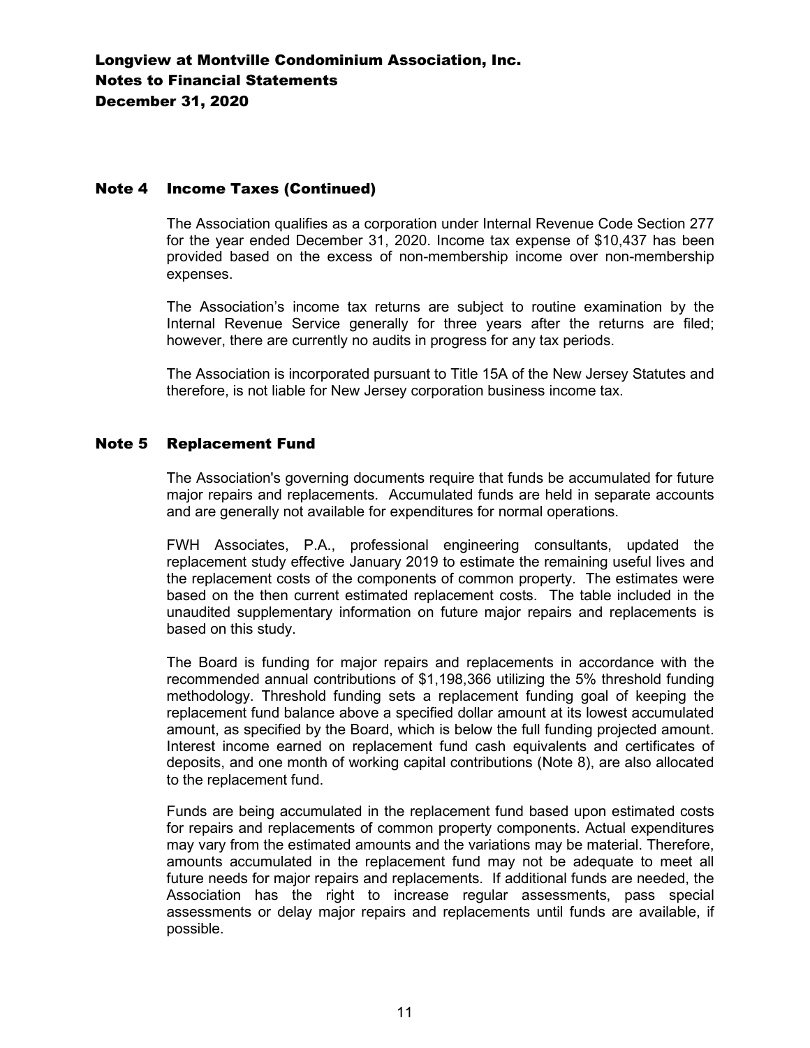## Note 4 Income Taxes (Continued)

The Association qualifies as a corporation under Internal Revenue Code Section 277 for the year ended December 31, 2020. Income tax expense of $10,437 has been provided based on the excess of non-membership income over non-membership expenses.

The Association's income tax returns are subject to routine examination by the Internal Revenue Service generally for three years after the returns are filed; however, there are currently no audits in progress for any tax periods.

The Association is incorporated pursuant to Title 15A of the New Jersey Statutes and therefore, is not liable for New Jersey corporation business income tax.

## Note 5 Replacement Fund

The Association's governing documents require that funds be accumulated for future major repairs and replacements. Accumulated funds are held in separate accounts and are generally not available for expenditures for normal operations.

FWH Associates, P.A., professional engineering consultants, updated the replacement study effective January 2019 to estimate the remaining useful lives and the replacement costs of the components of common property. The estimates were based on the then current estimated replacement costs. The table included in the unaudited supplementary information on future major repairs and replacements is based on this study.

The Board is funding for major repairs and replacements in accordance with the recommended annual contributions of $1,198,366 utilizing the 5% threshold funding methodology. Threshold funding sets a replacement funding goal of keeping the replacement fund balance above a specified dollar amount at its lowest accumulated amount, as specified by the Board, which is below the full funding projected amount. Interest income earned on replacement fund cash equivalents and certificates of deposits, and one month of working capital contributions (Note 8), are also allocated to the replacement fund.

Funds are being accumulated in the replacement fund based upon estimated costs for repairs and replacements of common property components. Actual expenditures may vary from the estimated amounts and the variations may be material. Therefore, amounts accumulated in the replacement fund may not be adequate to meet all future needs for major repairs and replacements. If additional funds are needed, the Association has the right to increase regular assessments, pass special assessments or delay major repairs and replacements until funds are available, if possible.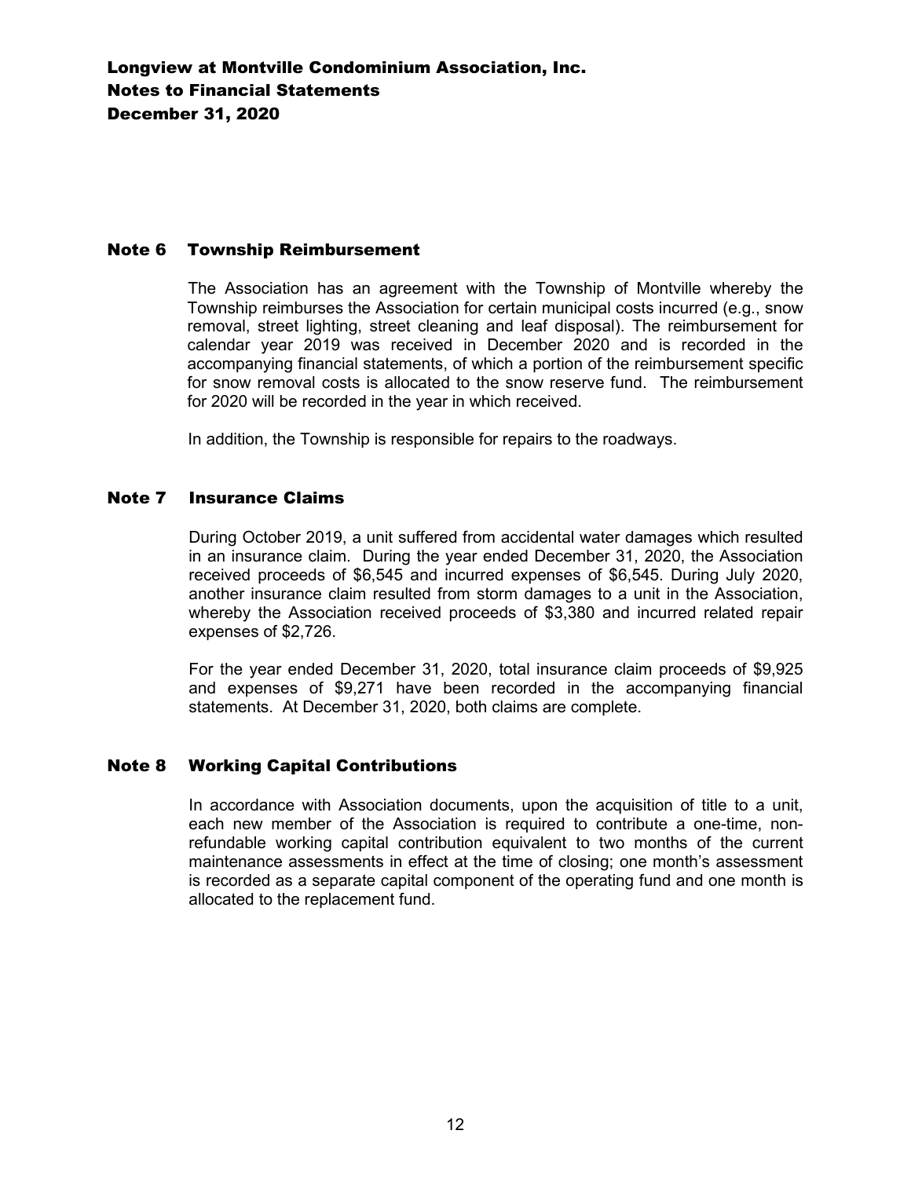# Longview at Montville Condominium Association, Inc.
# Notes to Financial Statements
# December 31, 2020

## Note 6 Township Reimbursement

The Association has an agreement with the Township of Montville whereby the Township reimburses the Association for certain municipal costs incurred (e.g., snow removal, street lighting, street cleaning and leaf disposal). The reimbursement for calendar year 2019 was received in December 2020 and is recorded in the accompanying financial statements, of which a portion of the reimbursement specific for snow removal costs is allocated to the snow reserve fund. The reimbursement for 2020 will be recorded in the year in which received.

In addition, the Township is responsible for repairs to the roadways.

## Note 7 Insurance Claims

During October 2019, a unit suffered from accidental water damages which resulted in an insurance claim. During the year ended December 31, 2020, the Association received proceeds of $6,545 and incurred expenses of $6,545. During July 2020, another insurance claim resulted from storm damages to a unit in the Association, whereby the Association received proceeds of $3,380 and incurred related repair expenses of $2,726.

For the year ended December 31, 2020, total insurance claim proceeds of $9,925 and expenses of $9,271 have been recorded in the accompanying financial statements. At December 31, 2020, both claims are complete.

## Note 8 Working Capital Contributions

In accordance with Association documents, upon the acquisition of title to a unit, each new member of the Association is required to contribute a one-time, non-refundable working capital contribution equivalent to two months of the current maintenance assessments in effect at the time of closing; one month's assessment is recorded as a separate capital component of the operating fund and one month is allocated to the replacement fund.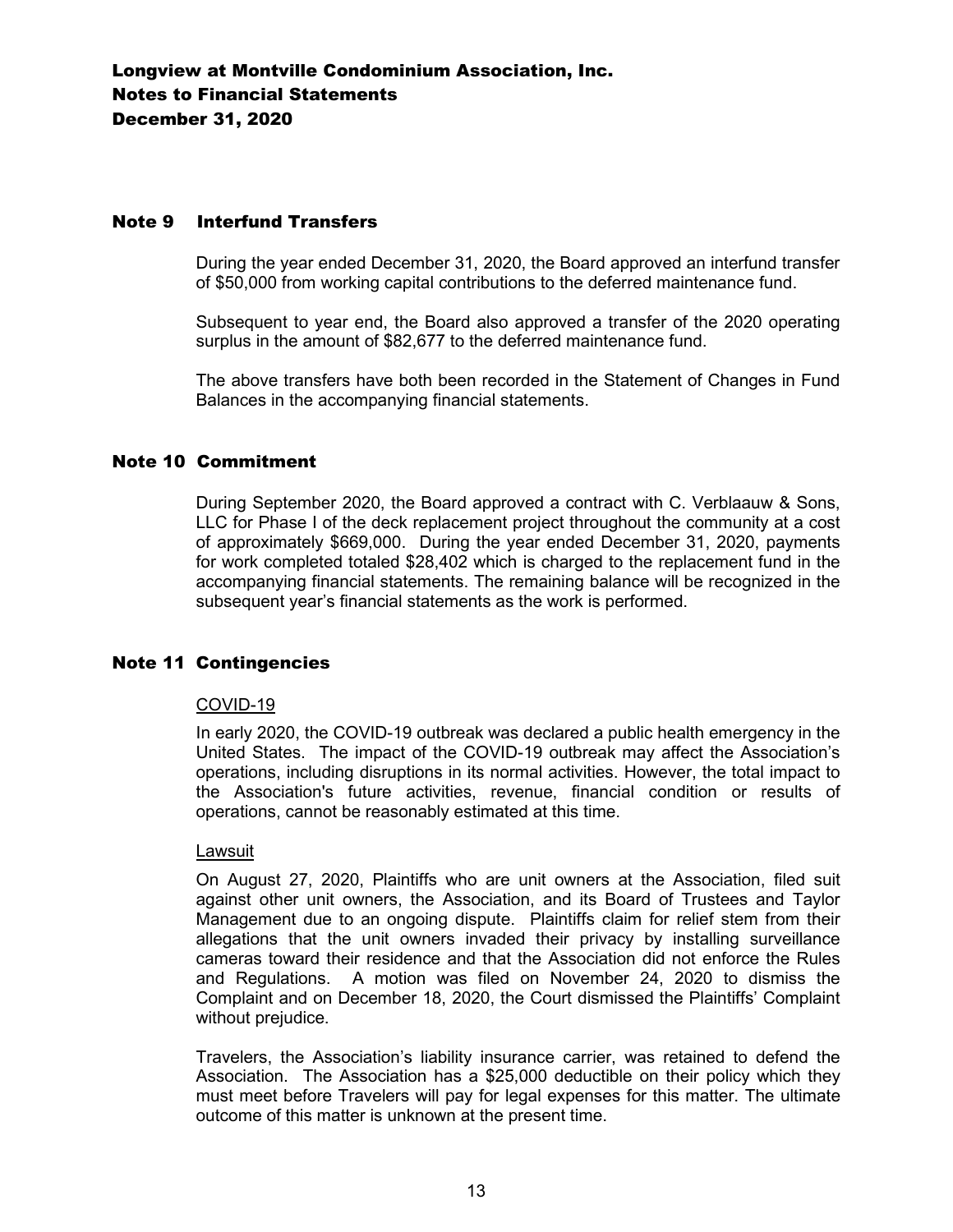## Note 9 Interfund Transfers

During the year ended December 31, 2020, the Board approved an interfund transfer of $50,000 from working capital contributions to the deferred maintenance fund.

Subsequent to year end, the Board also approved a transfer of the 2020 operating surplus in the amount of $82,677 to the deferred maintenance fund.

The above transfers have both been recorded in the Statement of Changes in Fund Balances in the accompanying financial statements.

## Note 10 Commitment

During September 2020, the Board approved a contract with C. Verblaauw & Sons, LLC for Phase I of the deck replacement project throughout the community at a cost of approximately $669,000. During the year ended December 31, 2020, payments for work completed totaled $28,402 which is charged to the replacement fund in the accompanying financial statements. The remaining balance will be recognized in the subsequent year's financial statements as the work is performed.

## Note 11 Contingencies

COVID-19

In early 2020, the COVID-19 outbreak was declared a public health emergency in the United States. The impact of the COVID-19 outbreak may affect the Association's operations, including disruptions in its normal activities. However, the total impact to the Association's future activities, revenue, financial condition or results of operations, cannot be reasonably estimated at this time.

Lawsuit

On August 27, 2020, Plaintiffs who are unit owners at the Association, filed suit against other unit owners, the Association, and its Board of Trustees and Taylor Management due to an ongoing dispute. Plaintiffs claim for relief stem from their allegations that the unit owners invaded their privacy by installing surveillance cameras toward their residence and that the Association did not enforce the Rules and Regulations. A motion was filed on November 24, 2020 to dismiss the Complaint and on December 18, 2020, the Court dismissed the Plaintiffs' Complaint without prejudice.

Travelers, the Association's liability insurance carrier, was retained to defend the Association. The Association has a $25,000 deductible on their policy which they must meet before Travelers will pay for legal expenses for this matter. The ultimate outcome of this matter is unknown at the present time.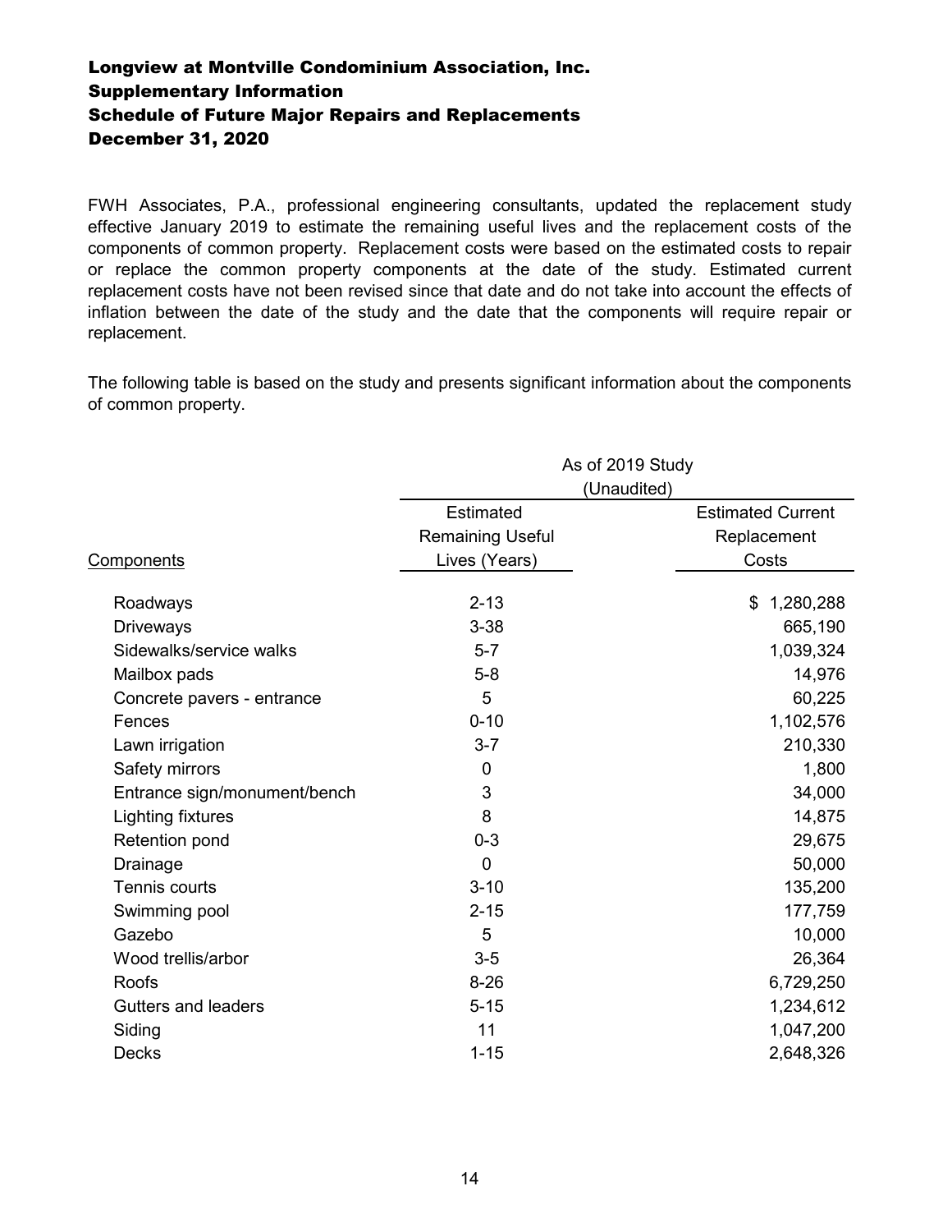# Longview at Montville Condominium Association, Inc.
## Supplementary Information
## Schedule of Future Major Repairs and Replacements
## December 31, 2020

FWH Associates, P.A., professional engineering consultants, updated the replacement study effective January 2019 to estimate the remaining useful lives and the replacement costs of the components of common property. Replacement costs were based on the estimated costs to repair or replace the common property components at the date of the study. Estimated current replacement costs have not been revised since that date and do not take into account the effects of inflation between the date of the study and the date that the components will require repair or replacement.

The following table is based on the study and presents significant information about the components of common property.

| | As of 2019 Study (Unaudited) | |
|---|---|---|
| Components | Estimated Remaining Useful Lives (Years) | Estimated Current Replacement Costs |
| Roadways | 2-13 | $ 1,280,288 |
| Driveways | 3-38 | 665,190 |
| Sidewalks/service walks | 5-7 | 1,039,324 |
| Mailbox pads | 5-8 | 14,976 |
| Concrete pavers - entrance | 5 | 60,225 |
| Fences | 0-10 | 1,102,576 |
| Lawn irrigation | 3-7 | 210,330 |
| Safety mirrors | 0 | 1,800 |
| Entrance sign/monument/bench | 3 | 34,000 |
| Lighting fixtures | 8 | 14,875 |
| Retention pond | 0-3 | 29,675 |
| Drainage | 0 | 50,000 |
| Tennis courts | 3-10 | 135,200 |
| Swimming pool | 2-15 | 177,759 |
| Gazebo | 5 | 10,000 |
| Wood trellis/arbor | 3-5 | 26,364 |
| Roofs | 8-26 | 6,729,250 |
| Gutters and leaders | 5-15 | 1,234,612 |
| Siding | 11 | 1,047,200 |
| Decks | 1-15 | 2,648,326 |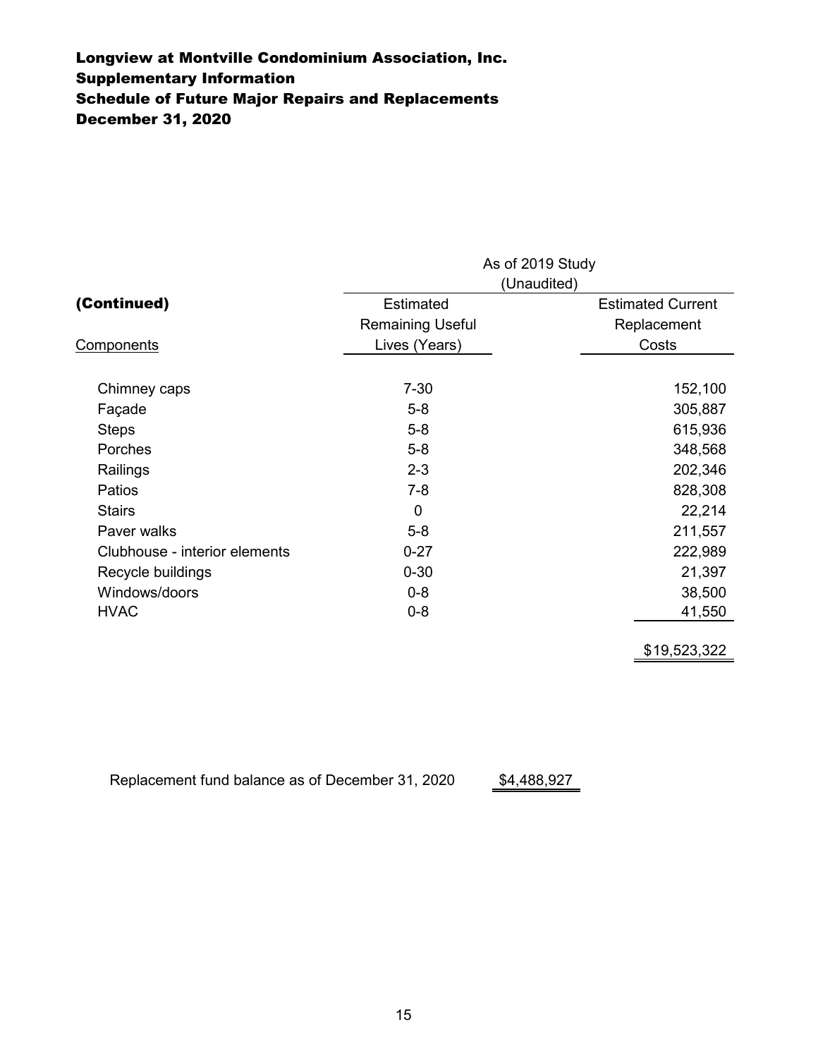# Longview at Montville Condominium Association, Inc.
## Supplementary Information
## Schedule of Future Major Repairs and Replacements
## December 31, 2020

| **(Continued)** | As of 2019 Study (Unaudited) | |
|---|---|---|
| Components | Estimated Remaining Useful Lives (Years) | Estimated Current Replacement Costs |
| Chimney caps | 7-30 | 152,100 |
| Façade | 5-8 | 305,887 |
| Steps | 5-8 | 615,936 |
| Porches | 5-8 | 348,568 |
| Railings | 2-3 | 202,346 |
| Patios | 7-8 | 828,308 |
| Stairs | 0 | 22,214 |
| Paver walks | 5-8 | 211,557 |
| Clubhouse - interior elements | 0-27 | 222,989 |
| Recycle buildings | 0-30 | 21,397 |
| Windows/doors | 0-8 | 38,500 |
| HVAC | 0-8 | 41,550 |
| | | $19,523,322 |

Replacement fund balance as of December 31, 2020 $4,488,927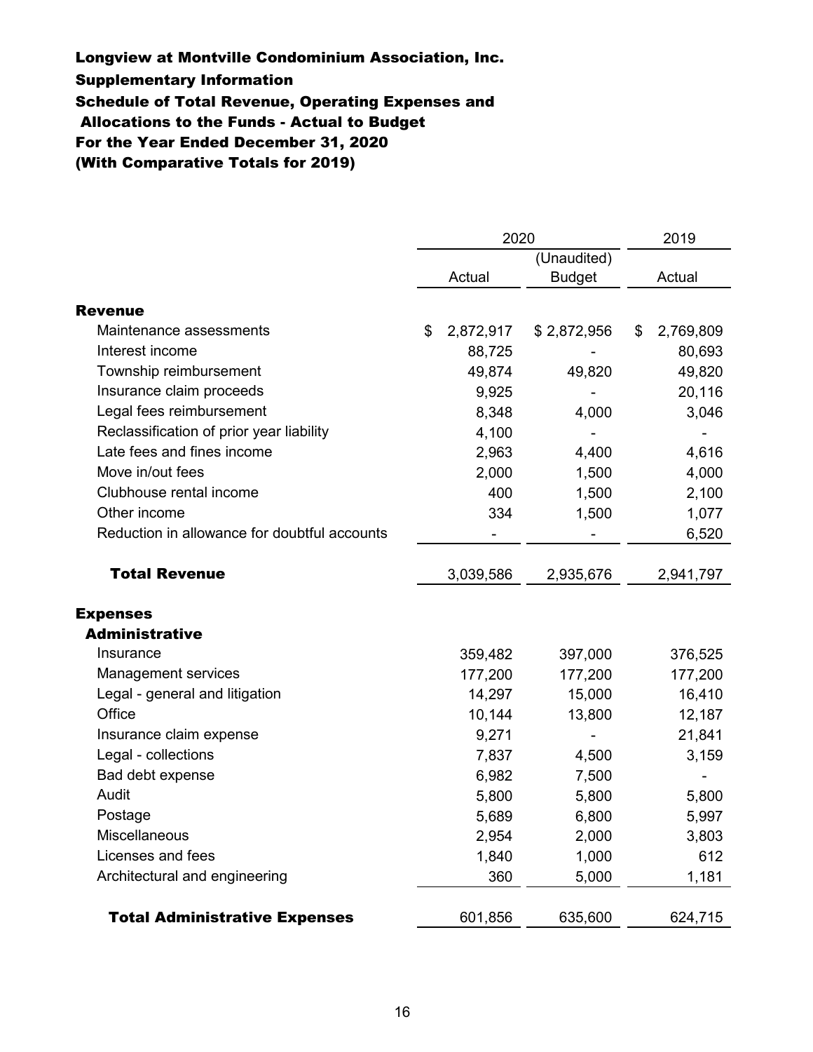# Longview at Montville Condominium Association, Inc.
## Supplementary Information
## Schedule of Total Revenue, Operating Expenses and Allocations to the Funds - Actual to Budget
## For the Year Ended December 31, 2020
## (With Comparative Totals for 2019)

| | 2020 | | 2019 |
|---|---|---|---|
| | Actual | (Unaudited) Budget | Actual |
| **Revenue** | | | |
| Maintenance assessments | $ 2,872,917 | $ 2,872,956 | $ 2,769,809 |
| Interest income | 88,725 | - | 80,693 |
| Township reimbursement | 49,874 | 49,820 | 49,820 |
| Insurance claim proceeds | 9,925 | - | 20,116 |
| Legal fees reimbursement | 8,348 | 4,000 | 3,046 |
| Reclassification of prior year liability | 4,100 | - | - |
| Late fees and fines income | 2,963 | 4,400 | 4,616 |
| Move in/out fees | 2,000 | 1,500 | 4,000 |
| Clubhouse rental income | 400 | 1,500 | 2,100 |
| Other income | 334 | 1,500 | 1,077 |
| Reduction in allowance for doubtful accounts | - | - | 6,520 |
| **Total Revenue** | 3,039,586 | 2,935,676 | 2,941,797 |
| **Expenses** | | | |
| **Administrative** | | | |
| Insurance | 359,482 | 397,000 | 376,525 |
| Management services | 177,200 | 177,200 | 177,200 |
| Legal - general and litigation | 14,297 | 15,000 | 16,410 |
| Office | 10,144 | 13,800 | 12,187 |
| Insurance claim expense | 9,271 | - | 21,841 |
| Legal - collections | 7,837 | 4,500 | 3,159 |
| Bad debt expense | 6,982 | 7,500 | - |
| Audit | 5,800 | 5,800 | 5,800 |
| Postage | 5,689 | 6,800 | 5,997 |
| Miscellaneous | 2,954 | 2,000 | 3,803 |
| Licenses and fees | 1,840 | 1,000 | 612 |
| Architectural and engineering | 360 | 5,000 | 1,181 |
| **Total Administrative Expenses** | 601,856 | 635,600 | 624,715 |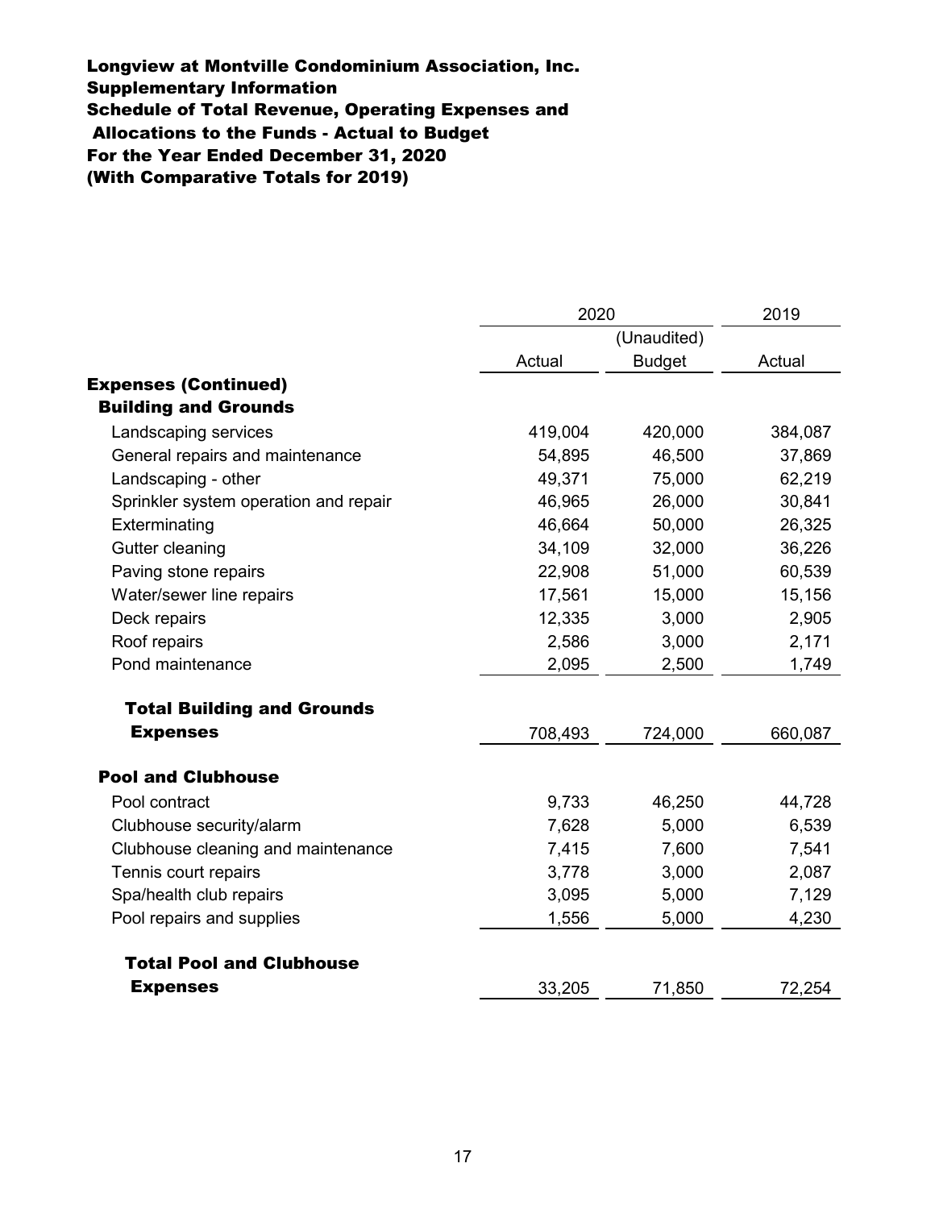**Longview at Montville Condominium Association, Inc.**
**Supplementary Information**
**Schedule of Total Revenue, Operating Expenses and Allocations to the Funds - Actual to Budget**
**For the Year Ended December 31, 2020**
**(With Comparative Totals for 2019)**

| | 2020 | | 2019 |
|---|---|---|---|
| | | (Unaudited) | |
| | Actual | Budget | Actual |
| **Expenses (Continued)** | | | |
| **Building and Grounds** | | | |
| Landscaping services | 419,004 | 420,000 | 384,087 |
| General repairs and maintenance | 54,895 | 46,500 | 37,869 |
| Landscaping - other | 49,371 | 75,000 | 62,219 |
| Sprinkler system operation and repair | 46,965 | 26,000 | 30,841 |
| Exterminating | 46,664 | 50,000 | 26,325 |
| Gutter cleaning | 34,109 | 32,000 | 36,226 |
| Paving stone repairs | 22,908 | 51,000 | 60,539 |
| Water/sewer line repairs | 17,561 | 15,000 | 15,156 |
| Deck repairs | 12,335 | 3,000 | 2,905 |
| Roof repairs | 2,586 | 3,000 | 2,171 |
| Pond maintenance | 2,095 | 2,500 | 1,749 |
| **Total Building and Grounds Expenses** | 708,493 | 724,000 | 660,087 |
| **Pool and Clubhouse** | | | |
| Pool contract | 9,733 | 46,250 | 44,728 |
| Clubhouse security/alarm | 7,628 | 5,000 | 6,539 |
| Clubhouse cleaning and maintenance | 7,415 | 7,600 | 7,541 |
| Tennis court repairs | 3,778 | 3,000 | 2,087 |
| Spa/health club repairs | 3,095 | 5,000 | 7,129 |
| Pool repairs and supplies | 1,556 | 5,000 | 4,230 |
| **Total Pool and Clubhouse Expenses** | 33,205 | 71,850 | 72,254 |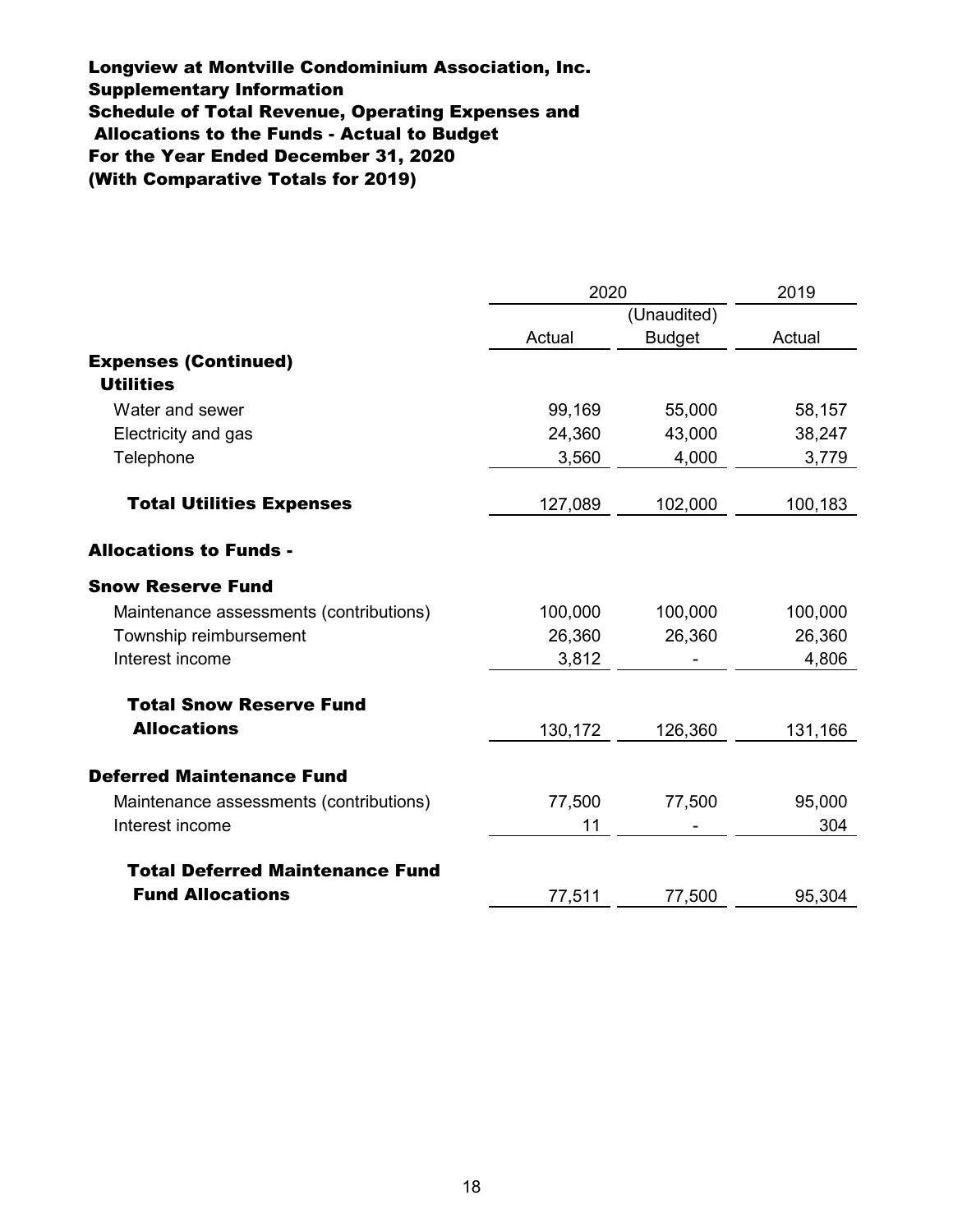**Longview at Montville Condominium Association, Inc.**
**Supplementary Information**
**Schedule of Total Revenue, Operating Expenses and Allocations to the Funds - Actual to Budget**
**For the Year Ended December 31, 2020**
**(With Comparative Totals for 2019)**

| | 2020 | | 2019 |
|---|---|---|---|
| | Actual | (Unaudited) Budget | Actual |
| **Expenses (Continued)** | | | |
| **Utilities** | | | |
| Water and sewer | 99,169 | 55,000 | 58,157 |
| Electricity and gas | 24,360 | 43,000 | 38,247 |
| Telephone | 3,560 | 4,000 | 3,779 |
| **Total Utilities Expenses** | 127,089 | 102,000 | 100,183 |
| **Allocations to Funds -** | | | |
| **Snow Reserve Fund** | | | |
| Maintenance assessments (contributions) | 100,000 | 100,000 | 100,000 |
| Township reimbursement | 26,360 | 26,360 | 26,360 |
| Interest income | 3,812 | - | 4,806 |
| **Total Snow Reserve Fund Allocations** | 130,172 | 126,360 | 131,166 |
| **Deferred Maintenance Fund** | | | |
| Maintenance assessments (contributions) | 77,500 | 77,500 | 95,000 |
| Interest income | 11 | - | 304 |
| **Total Deferred Maintenance Fund Fund Allocations** | 77,511 | 77,500 | 95,304 |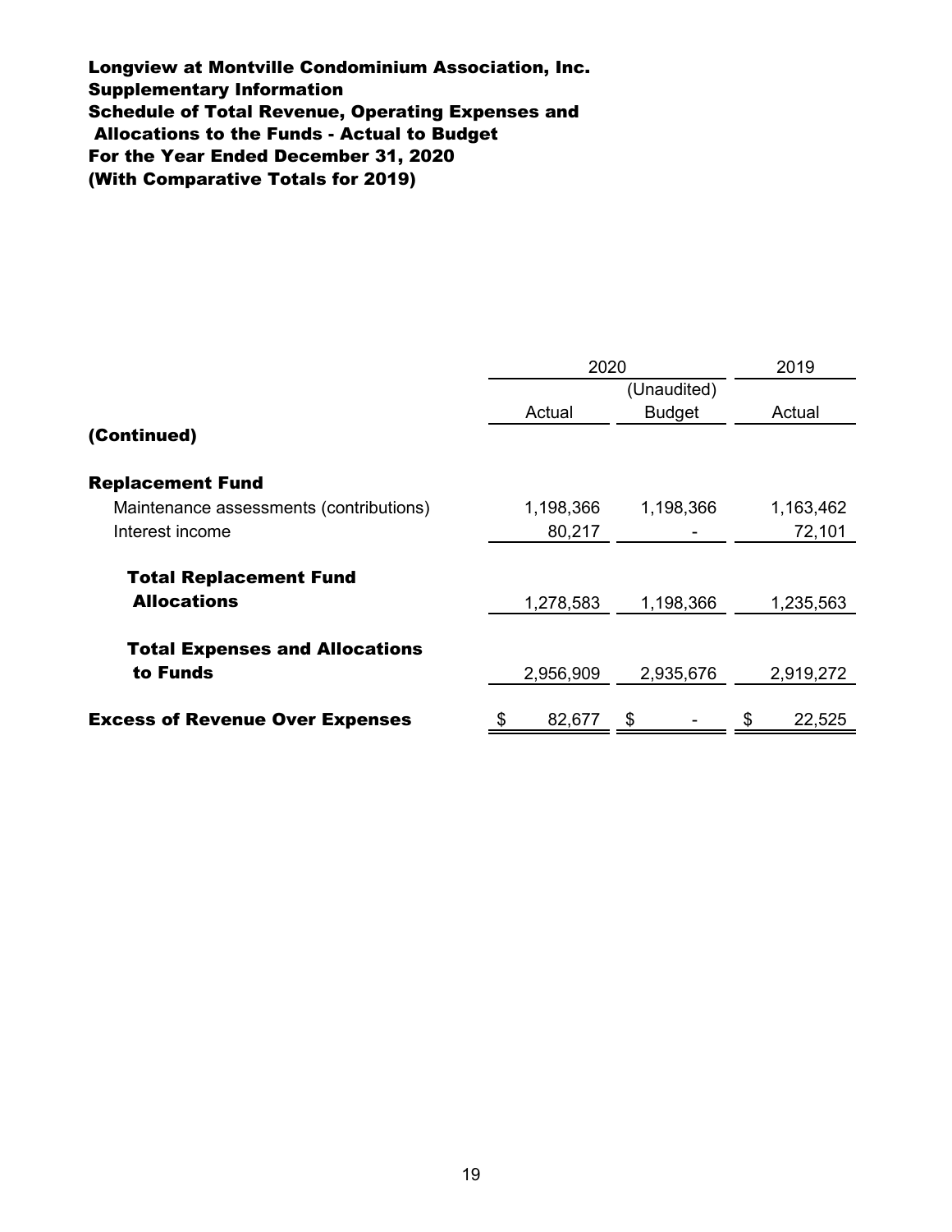**Longview at Montville Condominium Association, Inc.**
**Supplementary Information**
**Schedule of Total Revenue, Operating Expenses and Allocations to the Funds - Actual to Budget**
**For the Year Ended December 31, 2020**
**(With Comparative Totals for 2019)**

| | 2020 | | 2019 |
|---|---|---|---|
| | Actual | (Unaudited) Budget | Actual |
| **(Continued)** | | | |
| **Replacement Fund** | | | |
| Maintenance assessments (contributions) | 1,198,366 | 1,198,366 | 1,163,462 |
| Interest income | 80,217 | - | 72,101 |
| **Total Replacement Fund Allocations** | 1,278,583 | 1,198,366 | 1,235,563 |
| **Total Expenses and Allocations to Funds** | 2,956,909 | 2,935,676 | 2,919,272 |
| **Excess of Revenue Over Expenses** | $ 82,677 | $ - | $ 22,525 |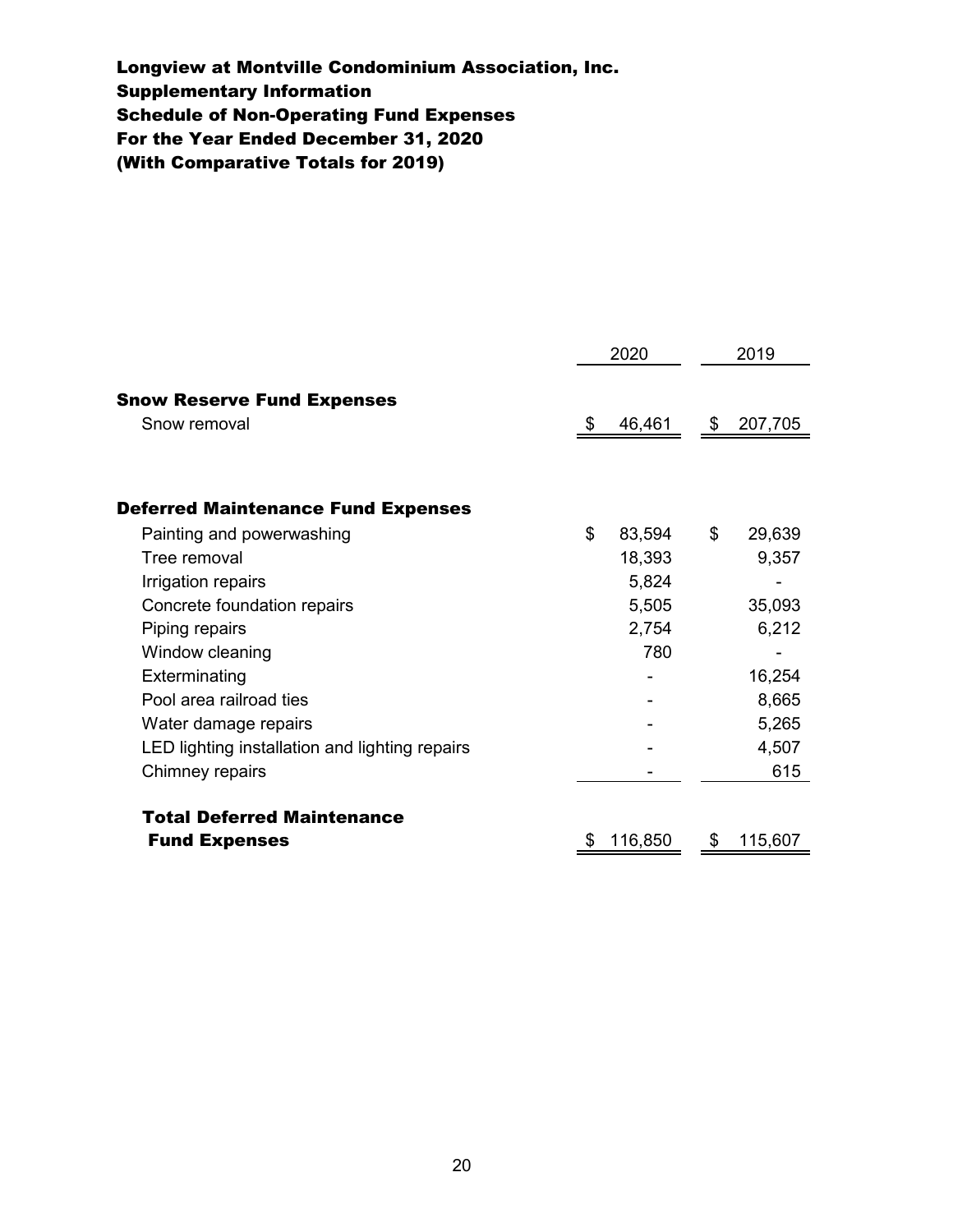**Longview at Montville Condominium Association, Inc.**
**Supplementary Information**
**Schedule of Non-Operating Fund Expenses**
**For the Year Ended December 31, 2020**
**(With Comparative Totals for 2019)**

| | 2020 | 2019 |
|---|---|---|
| **Snow Reserve Fund Expenses** | | |
| Snow removal | $ 46,461 | $ 207,705 |
| | | |
| **Deferred Maintenance Fund Expenses** | | |
| Painting and powerwashing | $ 83,594 | $ 29,639 |
| Tree removal | 18,393 | 9,357 |
| Irrigation repairs | 5,824 | - |
| Concrete foundation repairs | 5,505 | 35,093 |
| Piping repairs | 2,754 | 6,212 |
| Window cleaning | 780 | - |
| Exterminating | - | 16,254 |
| Pool area railroad ties | - | 8,665 |
| Water damage repairs | - | 5,265 |
| LED lighting installation and lighting repairs | - | 4,507 |
| Chimney repairs | - | 615 |
| **Total Deferred Maintenance Fund Expenses** | $ 116,850 | $ 115,607 |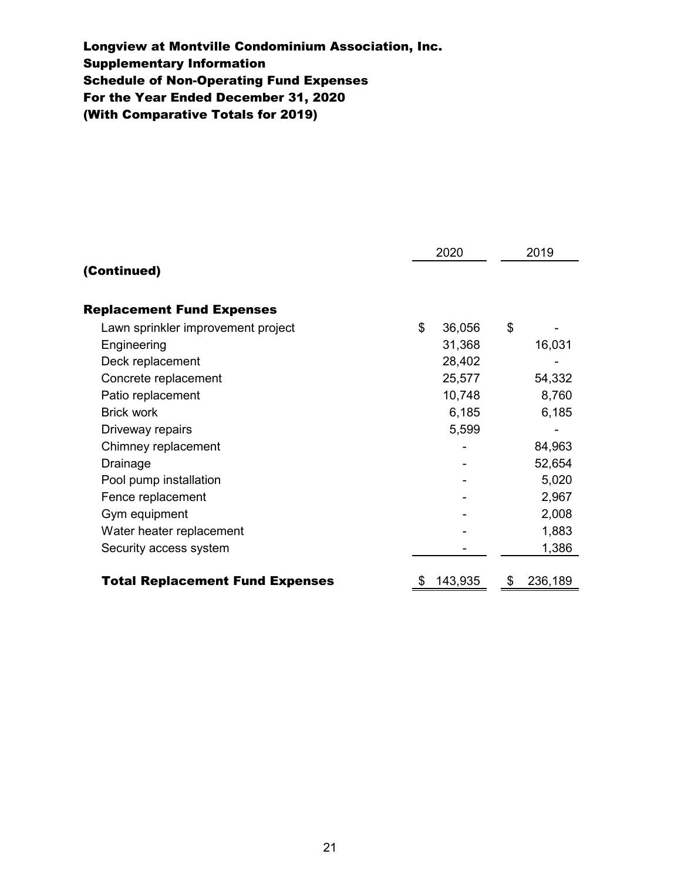# Longview at Montville Condominium Association, Inc.
## Supplementary Information
## Schedule of Non-Operating Fund Expenses
## For the Year Ended December 31, 2020
## (With Comparative Totals for 2019)

| | 2020 | 2019 |
|---|---|---|
| **(Continued)** | | |
| **Replacement Fund Expenses** | | |
| Lawn sprinkler improvement project | $ 36,056 | $ - |
| Engineering | 31,368 | 16,031 |
| Deck replacement | 28,402 | - |
| Concrete replacement | 25,577 | 54,332 |
| Patio replacement | 10,748 | 8,760 |
| Brick work | 6,185 | 6,185 |
| Driveway repairs | 5,599 | - |
| Chimney replacement | - | 84,963 |
| Drainage | - | 52,654 |
| Pool pump installation | - | 5,020 |
| Fence replacement | - | 2,967 |
| Gym equipment | - | 2,008 |
| Water heater replacement | - | 1,883 |
| Security access system | - | 1,386 |
| **Total Replacement Fund Expenses** | $ 143,935 | $ 236,189 |